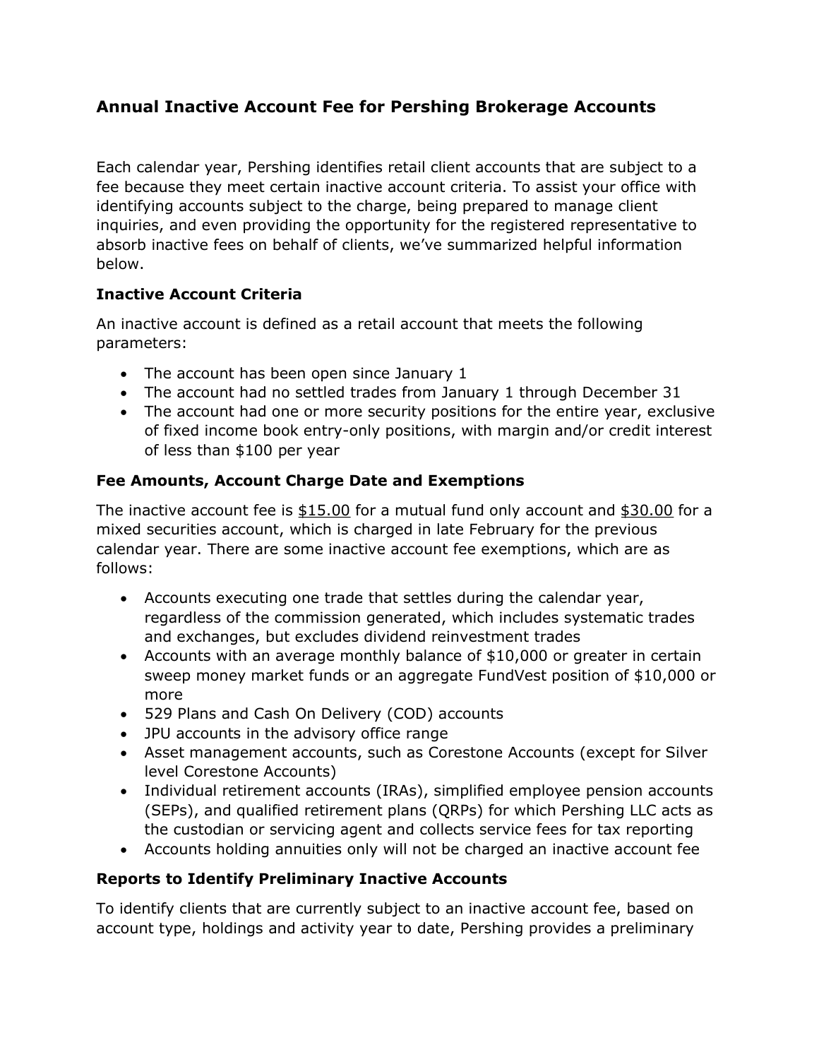## Annual Inactive Account Fee for Pershing Brokerage Accounts

Each calendar year, Pershing identifies retail client accounts that are subject to a fee because they meet certain inactive account criteria. To assist your office with identifying accounts subject to the charge, being prepared to manage client inquiries, and even providing the opportunity for the registered representative to absorb inactive fees on behalf of clients, we've summarized helpful information below.

### Inactive Account Criteria

An inactive account is defined as a retail account that meets the following parameters:

- The account has been open since January 1
- The account had no settled trades from January 1 through December 31
- The account had one or more security positions for the entire year, exclusive of fixed income book entry-only positions, with margin and/or credit interest of less than $100 per year

### Fee Amounts, Account Charge Date and Exemptions

The inactive account fee is <u>$15.00</u> for a mutual fund only account and <u>$30.00</u> for a mixed securities account, which is charged in late February for the previous calendar year. There are some inactive account fee exemptions, which are as follows:

- Accounts executing one trade that settles during the calendar year, regardless of the commission generated, which includes systematic trades and exchanges, but excludes dividend reinvestment trades
- Accounts with an average monthly balance of $10,000 or greater in certain sweep money market funds or an aggregate FundVest position of $10,000 or more
- 529 Plans and Cash On Delivery (COD) accounts
- JPU accounts in the advisory office range
- Asset management accounts, such as Corestone Accounts (except for Silver level Corestone Accounts)
- Individual retirement accounts (IRAs), simplified employee pension accounts (SEPs), and qualified retirement plans (QRPs) for which Pershing LLC acts as the custodian or servicing agent and collects service fees for tax reporting
- Accounts holding annuities only will not be charged an inactive account fee

### Reports to Identify Preliminary Inactive Accounts

To identify clients that are currently subject to an inactive account fee, based on account type, holdings and activity year to date, Pershing provides a preliminary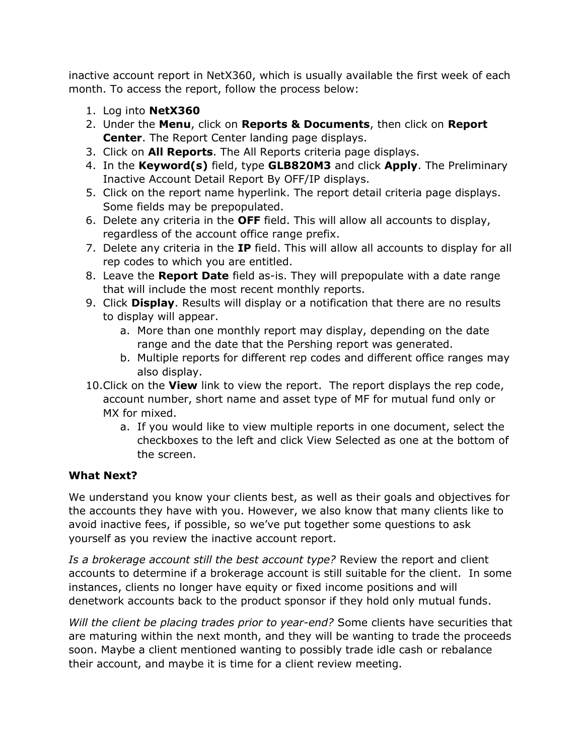inactive account report in NetX360, which is usually available the first week of each month. To access the report, follow the process below:

1. Log into **NetX360**
2. Under the **Menu**, click on **Reports & Documents**, then click on **Report Center**. The Report Center landing page displays.
3. Click on **All Reports**. The All Reports criteria page displays.
4. In the **Keyword(s)** field, type **GLB820M3** and click **Apply**. The Preliminary Inactive Account Detail Report By OFF/IP displays.
5. Click on the report name hyperlink. The report detail criteria page displays. Some fields may be prepopulated.
6. Delete any criteria in the **OFF** field. This will allow all accounts to display, regardless of the account office range prefix.
7. Delete any criteria in the **IP** field. This will allow all accounts to display for all rep codes to which you are entitled.
8. Leave the **Report Date** field as-is. They will prepopulate with a date range that will include the most recent monthly reports.
9. Click **Display**. Results will display or a notification that there are no results to display will appear.
    a. More than one monthly report may display, depending on the date range and the date that the Pershing report was generated.
    b. Multiple reports for different rep codes and different office ranges may also display.
10. Click on the **View** link to view the report. The report displays the rep code, account number, short name and asset type of MF for mutual fund only or MX for mixed.
    a. If you would like to view multiple reports in one document, select the checkboxes to the left and click View Selected as one at the bottom of the screen.

**What Next?**

We understand you know your clients best, as well as their goals and objectives for the accounts they have with you. However, we also know that many clients like to avoid inactive fees, if possible, so we've put together some questions to ask yourself as you review the inactive account report.

*Is a brokerage account still the best account type?* Review the report and client accounts to determine if a brokerage account is still suitable for the client. In some instances, clients no longer have equity or fixed income positions and will denetwork accounts back to the product sponsor if they hold only mutual funds.

*Will the client be placing trades prior to year-end?* Some clients have securities that are maturing within the next month, and they will be wanting to trade the proceeds soon. Maybe a client mentioned wanting to possibly trade idle cash or rebalance their account, and maybe it is time for a client review meeting.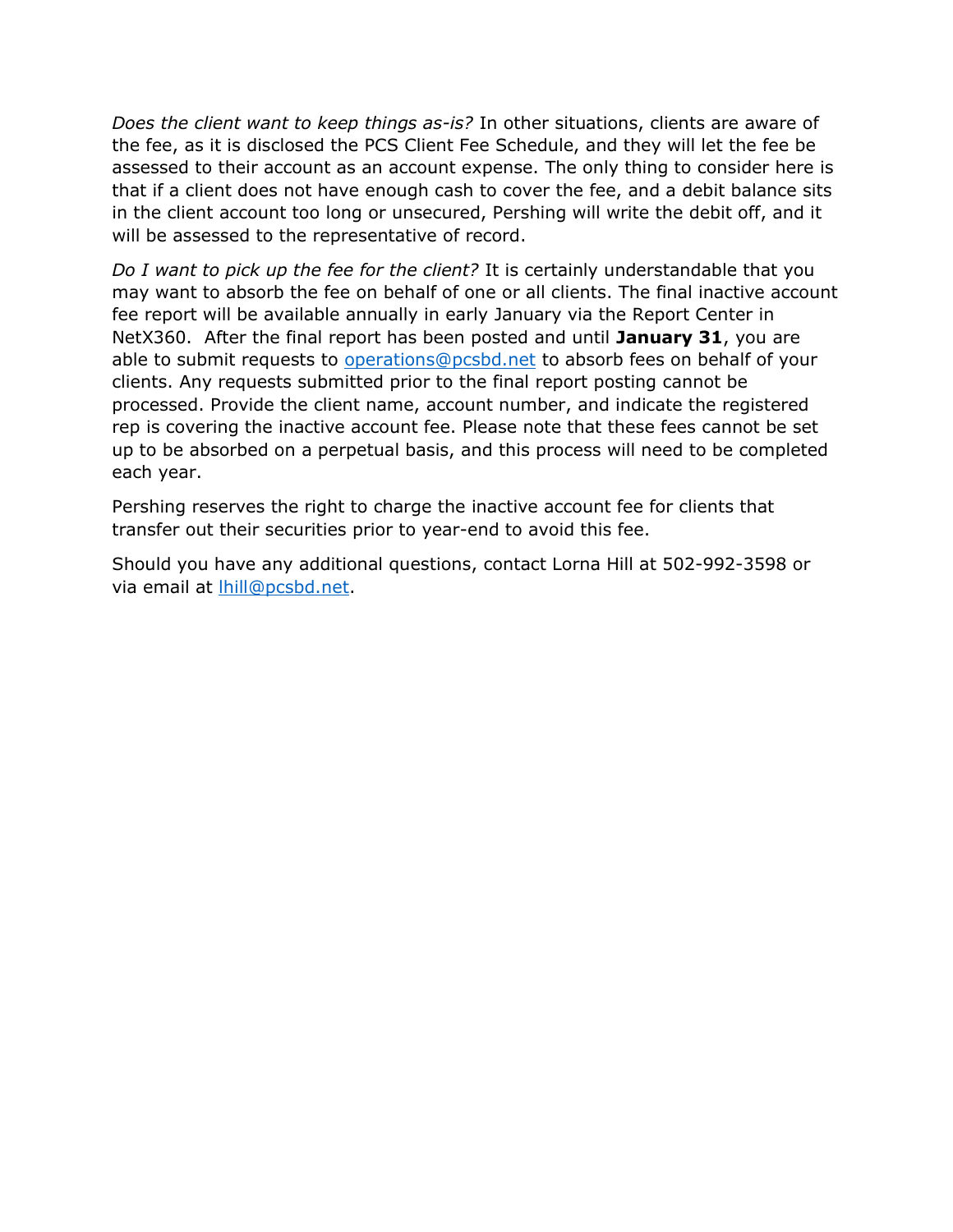*Does the client want to keep things as-is?* In other situations, clients are aware of the fee, as it is disclosed the PCS Client Fee Schedule, and they will let the fee be assessed to their account as an account expense. The only thing to consider here is that if a client does not have enough cash to cover the fee, and a debit balance sits in the client account too long or unsecured, Pershing will write the debit off, and it will be assessed to the representative of record.

*Do I want to pick up the fee for the client?* It is certainly understandable that you may want to absorb the fee on behalf of one or all clients. The final inactive account fee report will be available annually in early January via the Report Center in NetX360. After the final report has been posted and until **January 31**, you are able to submit requests to [operations@pcsbd.net](mailto:operations@pcsbd.net) to absorb fees on behalf of your clients. Any requests submitted prior to the final report posting cannot be processed. Provide the client name, account number, and indicate the registered rep is covering the inactive account fee. Please note that these fees cannot be set up to be absorbed on a perpetual basis, and this process will need to be completed each year.

Pershing reserves the right to charge the inactive account fee for clients that transfer out their securities prior to year-end to avoid this fee.

Should you have any additional questions, contact Lorna Hill at 502-992-3598 or via email at [lhill@pcsbd.net](mailto:lhill@pcsbd.net).